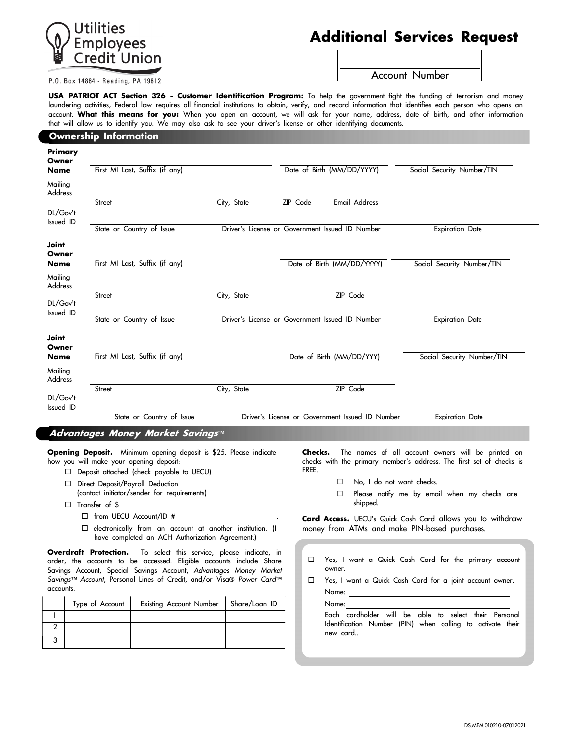Utilities Employees Credit Union

P.O. Box 14864 - Reading, PA 19612

# Additional Services Request

Account Number

**USA PATRIOT ACT Section 326 - Customer Identification Program:** To help the government fight the funding of terrorism and money laundering activities, Federal law requires all financial institutions to obtain, verify, and record information that identifies each person who opens an account. **What this means for you:** When you open an account, we will ask for your name, address, date of birth, and other information that will allow us to identify you. We may also ask to see your driver's license or other identifying documents.

## Ownership Information

**Primary Owner Name**

First MI Last, Suffix (if any) | Date of Birth (MM/DD/YYYY) | Social Security Number/TIN

Mailing Address

Street | City, State | ZIP Code | Email Address

DL/Gov't Issued ID

State or Country of Issue | Driver's License or Government Issued ID Number | Expiration Date

**Joint Owner Name**

First MI Last, Suffix (if any) | Date of Birth (MM/DD/YYYY) | Social Security Number/TIN

Mailing Address

Street | City, State | ZIP Code

DL/Gov't Issued ID

State or Country of Issue | Driver's License or Government Issued ID Number | Expiration Date

**Joint Owner Name**

First MI Last, Suffix (if any) | Date of Birth (MM/DD/YYY) | Social Security Number/TIN

Mailing Address

Street | City, State | ZIP Code

DL/Gov't Issued ID

State or Country of Issue | Driver's License or Government Issued ID Number | Expiration Date

## *Advantages Money Market Savings*™

**Opening Deposit.** Minimum opening deposit is $25. Please indicate how you will make your opening deposit:

- ☐ Deposit attached (check payable to UECU)
- ☐ Direct Deposit/Payroll Deduction (contact initiator/sender for requirements)
- ☐ Transfer of $ ____________
  - ☐ from UECU Account/ID # ____________.
  - ☐ electronically from an account at another institution. (I have completed an ACH Authorization Agreement.)

**Overdraft Protection.** To select this service, please indicate, in order, the accounts to be accessed. Eligible accounts include Share Savings Account, Special Savings Account, *Advantages Money Market Savings™ Account*, Personal Lines of Credit, and/or Visa® *Power Card*™ accounts.

| | Type of Account | Existing Account Number | Share/Loan ID |
|---|---|---|---|
| 1 | | | |
| 2 | | | |
| 3 | | | |

**Checks.** The names of all account owners will be printed on checks with the primary member's address. The first set of checks is FREE.

- ☐ No, I do not want checks.
- ☐ Please notify me by email when my checks are shipped.

**Card Access.** UECU's Quick Cash Card allows you to withdraw money from ATMs and make PIN-based purchases.

- ☐ Yes, I want a Quick Cash Card for the primary account owner.
- ☐ Yes, I want a Quick Cash Card for a joint account owner.
  Name: ____________
  Name: ____________
  Each cardholder will be able to select their Personal Identification Number (PIN) when calling to activate their new card..

DS.MEM.010210-07012021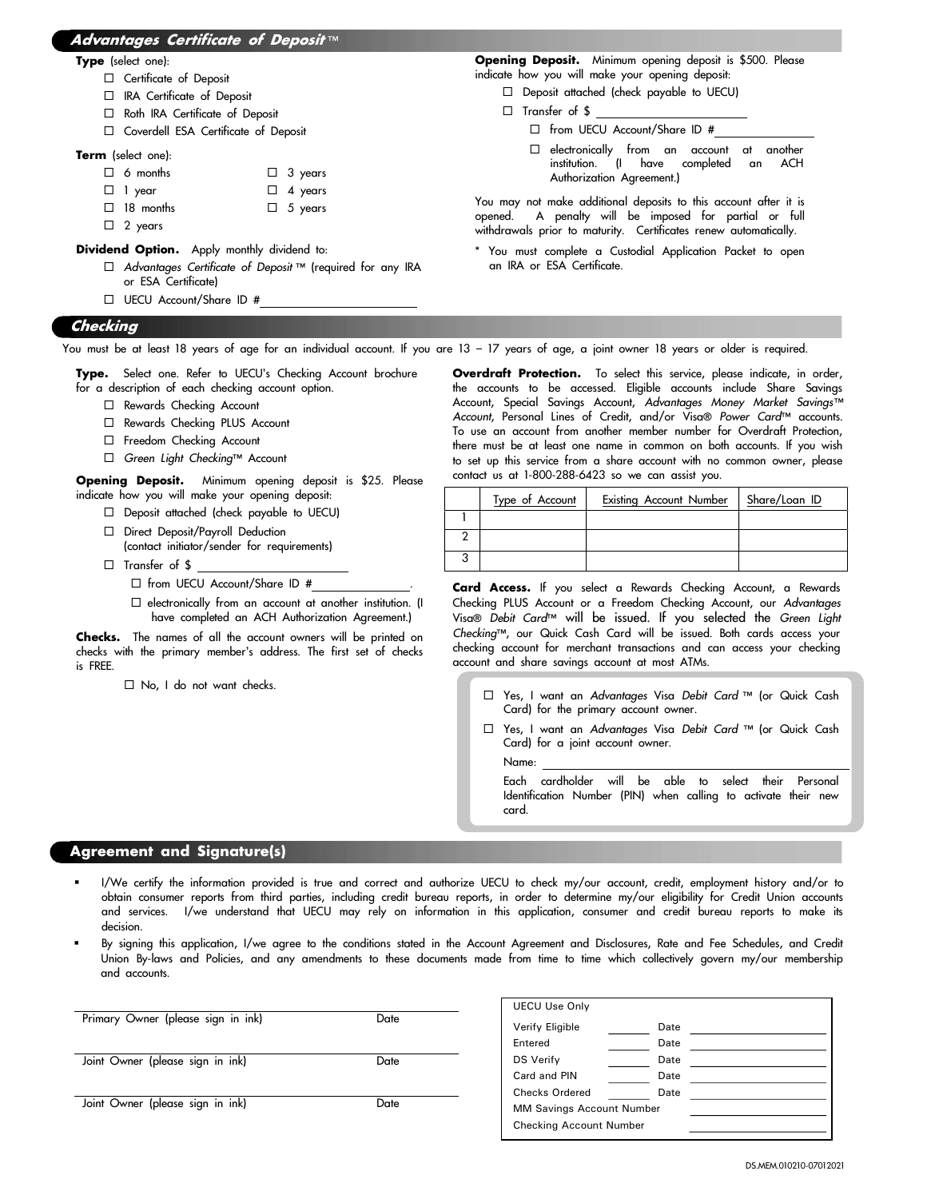## *Advantages Certificate of Deposit* ™

**Type** (select one):

- ☐ Certificate of Deposit
- ☐ IRA Certificate of Deposit
- ☐ Roth IRA Certificate of Deposit
- ☐ Coverdell ESA Certificate of Deposit

**Term** (select one):

- ☐ 6 months
- ☐ 1 year
- ☐ 18 months
- ☐ 2 years
- ☐ 3 years
- ☐ 4 years
- ☐ 5 years

**Dividend Option.** Apply monthly dividend to:

- ☐ *Advantages Certificate of Deposit* ™ (required for any IRA or ESA Certificate)
- ☐ UECU Account/Share ID #________________________

**Opening Deposit.** Minimum opening deposit is $500. Please indicate how you will make your opening deposit:

- ☐ Deposit attached (check payable to UECU)
- ☐ Transfer of $ ____________________
  - ☐ from UECU Account/Share ID #______________
  - ☐ electronically from an account at another institution. (I have completed an ACH Authorization Agreement.)

You may not make additional deposits to this account after it is opened. A penalty will be imposed for partial or full withdrawals prior to maturity. Certificates renew automatically.

\* You must complete a Custodial Application Packet to open an IRA or ESA Certificate.

## *Checking*

You must be at least 18 years of age for an individual account. If you are 13 – 17 years of age, a joint owner 18 years or older is required.

**Type.** Select one. Refer to UECU's Checking Account brochure for a description of each checking account option.

- ☐ Rewards Checking Account
- ☐ Rewards Checking PLUS Account
- ☐ Freedom Checking Account
- ☐ *Green Light Checking*™ Account

**Opening Deposit.** Minimum opening deposit is $25. Please indicate how you will make your opening deposit:

- ☐ Deposit attached (check payable to UECU)
- ☐ Direct Deposit/Payroll Deduction (contact initiator/sender for requirements)
- ☐ Transfer of $ ____________________
  - ☐ from UECU Account/Share ID #______________.
  - ☐ electronically from an account at another institution. (I have completed an ACH Authorization Agreement.)

**Checks.** The names of all the account owners will be printed on checks with the primary member's address. The first set of checks is FREE.

☐ No, I do not want checks.

**Overdraft Protection.** To select this service, please indicate, in order, the accounts to be accessed. Eligible accounts include Share Savings Account, Special Savings Account, *Advantages Money Market Savings*™ *Account*, Personal Lines of Credit, and/or Visa® *Power Card*™ accounts. To use an account from another member number for Overdraft Protection, there must be at least one name in common on both accounts. If you wish to set up this service from a share account with no common owner, please contact us at 1-800-288-6423 so we can assist you.

| | Type of Account | Existing Account Number | Share/Loan ID |
|---|---|---|---|
| 1 | | | |
| 2 | | | |
| 3 | | | |

**Card Access.** If you select a Rewards Checking Account, a Rewards Checking PLUS Account or a Freedom Checking Account, our *Advantages* Visa® *Debit Card*™ will be issued. If you selected the *Green Light Checking*™, our Quick Cash Card will be issued. Both cards access your checking account for merchant transactions and can access your checking account and share savings account at most ATMs.

- ☐ Yes, I want an *Advantages* Visa *Debit Card* ™ (or Quick Cash Card) for the primary account owner.
- ☐ Yes, I want an *Advantages* Visa *Debit Card* ™ (or Quick Cash Card) for a joint account owner.

Name: ________________________________

Each cardholder will be able to select their Personal Identification Number (PIN) when calling to activate their new card.

## Agreement and Signature(s)

- I/We certify the information provided is true and correct and authorize UECU to check my/our account, credit, employment history and/or to obtain consumer reports from third parties, including credit bureau reports, in order to determine my/our eligibility for Credit Union accounts and services. I/we understand that UECU may rely on information in this application, consumer and credit bureau reports to make its decision.
- By signing this application, I/we agree to the conditions stated in the Account Agreement and Disclosures, Rate and Fee Schedules, and Credit Union By-laws and Policies, and any amendments to these documents made from time to time which collectively govern my/our membership and accounts.

______________________________________
Primary Owner (please sign in ink) Date

______________________________________
Joint Owner (please sign in ink) Date

______________________________________
Joint Owner (please sign in ink) Date

**UECU Use Only**

| | | | |
|---|---|---|---|
| Verify Eligible | ______ | Date | ____________ |
| Entered | ______ | Date | ____________ |
| DS Verify | ______ | Date | ____________ |
| Card and PIN | ______ | Date | ____________ |
| Checks Ordered | ______ | Date | ____________ |
| MM Savings Account Number | | | ____________ |
| Checking Account Number | | | ____________ |

DS.MEM.010210-07012021